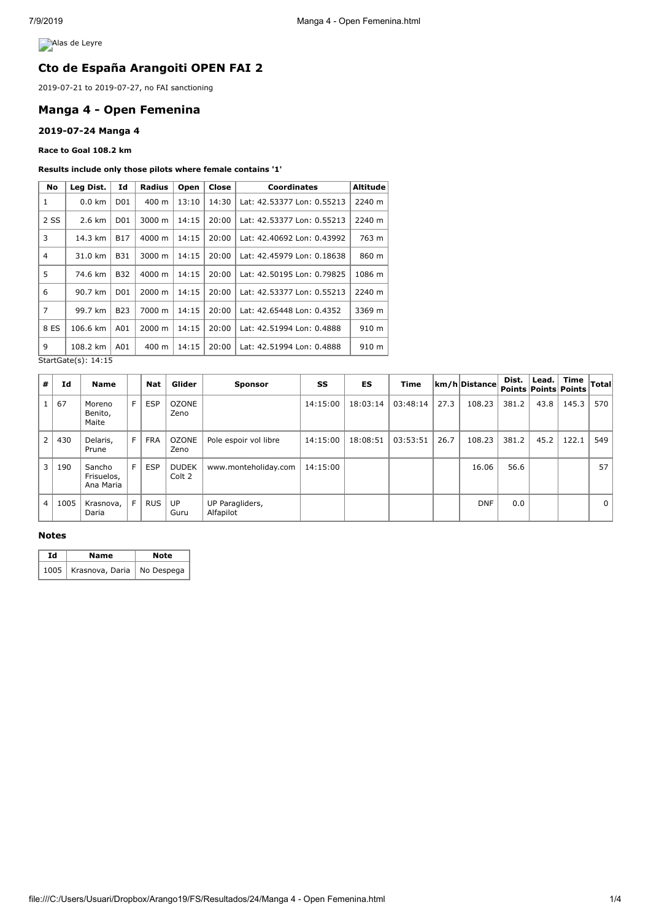Alas de Leyre

## Cto de España Arangoiti OPEN FAI 2

2019-07-21 to 2019-07-27, no FAI sanctioning

## Manga 4 - Open Femenina

### 2019-07-24 Manga 4

**Race to Goal 108.2 km**

**Results include only those pilots where female contains '1'**

| No | Leg Dist. | Id | Radius | Open | Close | Coordinates | Altitude |
|---|---|---|---|---|---|---|---|
| 1 | 0.0 km | D01 | 400 m | 13:10 | 14:30 | Lat: 42.53377 Lon: 0.55213 | 2240 m |
| 2 SS | 2.6 km | D01 | 3000 m | 14:15 | 20:00 | Lat: 42.53377 Lon: 0.55213 | 2240 m |
| 3 | 14.3 km | B17 | 4000 m | 14:15 | 20:00 | Lat: 42.40692 Lon: 0.43992 | 763 m |
| 4 | 31.0 km | B31 | 3000 m | 14:15 | 20:00 | Lat: 42.45979 Lon: 0.18638 | 860 m |
| 5 | 74.6 km | B32 | 4000 m | 14:15 | 20:00 | Lat: 42.50195 Lon: 0.79825 | 1086 m |
| 6 | 90.7 km | D01 | 2000 m | 14:15 | 20:00 | Lat: 42.53377 Lon: 0.55213 | 2240 m |
| 7 | 99.7 km | B23 | 7000 m | 14:15 | 20:00 | Lat: 42.65448 Lon: 0.4352 | 3369 m |
| 8 ES | 106.6 km | A01 | 2000 m | 14:15 | 20:00 | Lat: 42.51994 Lon: 0.4888 | 910 m |
| 9 | 108.2 km | A01 | 400 m | 14:15 | 20:00 | Lat: 42.51994 Lon: 0.4888 | 910 m |

StartGate(s): 14:15

| # | Id | Name | | Nat | Glider | Sponsor | SS | ES | Time | km/h | Distance | Dist. Points | Lead. Points | Time Points | Total |
|---|---|---|---|---|---|---|---|---|---|---|---|---|---|---|---|
| 1 | 67 | Moreno Benito, Maite | F | ESP | OZONE Zeno | | 14:15:00 | 18:03:14 | 03:48:14 | 27.3 | 108.23 | 381.2 | 43.8 | 145.3 | 570 |
| 2 | 430 | Delaris, Prune | F | FRA | OZONE Zeno | Pole espoir vol libre | 14:15:00 | 18:08:51 | 03:53:51 | 26.7 | 108.23 | 381.2 | 45.2 | 122.1 | 549 |
| 3 | 190 | Sancho Frisuelos, Ana Maria | F | ESP | DUDEK Colt 2 | www.monteholiday.com | 14:15:00 | | | | 16.06 | 56.6 | | | 57 |
| 4 | 1005 | Krasnova, Daria | F | RUS | UP Guru | UP Paragliders, Alfapilot | | | | | DNF | 0.0 | | | 0 |

#### Notes

| Id | Name | Note |
|---|---|---|
| 1005 | Krasnova, Daria | No Despega |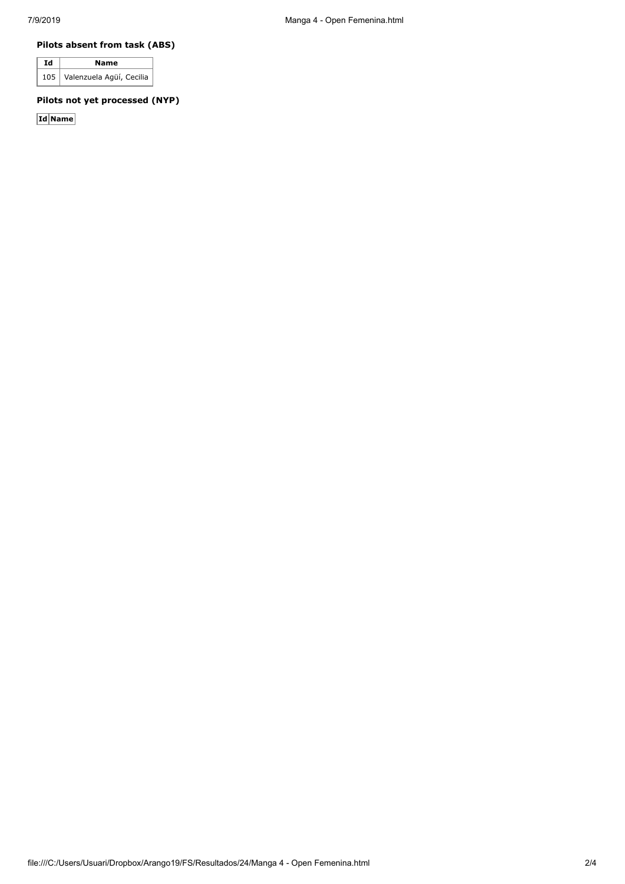### Pilots absent from task (ABS)

| Id | Name |
| --- | --- |
| 105 | Valenzuela Agüí, Cecilia |

### Pilots not yet processed (NYP)

| Id | Name |
| --- | --- |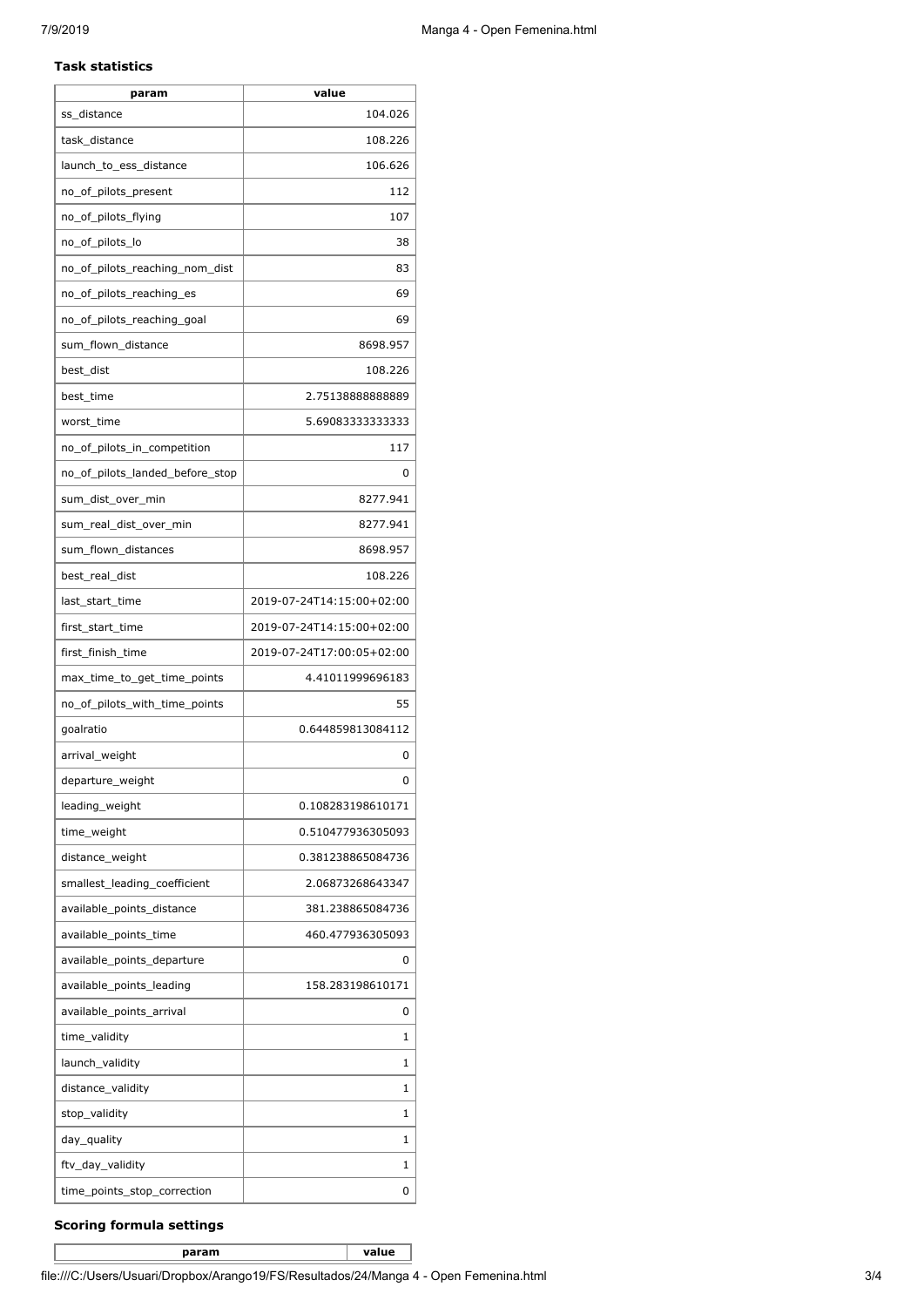### Task statistics

| param | value |
| --- | --- |
| ss_distance | 104.026 |
| task_distance | 108.226 |
| launch_to_ess_distance | 106.626 |
| no_of_pilots_present | 112 |
| no_of_pilots_flying | 107 |
| no_of_pilots_lo | 38 |
| no_of_pilots_reaching_nom_dist | 83 |
| no_of_pilots_reaching_es | 69 |
| no_of_pilots_reaching_goal | 69 |
| sum_flown_distance | 8698.957 |
| best_dist | 108.226 |
| best_time | 2.75138888888889 |
| worst_time | 5.69083333333333 |
| no_of_pilots_in_competition | 117 |
| no_of_pilots_landed_before_stop | 0 |
| sum_dist_over_min | 8277.941 |
| sum_real_dist_over_min | 8277.941 |
| sum_flown_distances | 8698.957 |
| best_real_dist | 108.226 |
| last_start_time | 2019-07-24T14:15:00+02:00 |
| first_start_time | 2019-07-24T14:15:00+02:00 |
| first_finish_time | 2019-07-24T17:00:05+02:00 |
| max_time_to_get_time_points | 4.41011999696183 |
| no_of_pilots_with_time_points | 55 |
| goalratio | 0.644859813084112 |
| arrival_weight | 0 |
| departure_weight | 0 |
| leading_weight | 0.108283198610171 |
| time_weight | 0.510477936305093 |
| distance_weight | 0.381238865084736 |
| smallest_leading_coefficient | 2.06873268643347 |
| available_points_distance | 381.238865084736 |
| available_points_time | 460.477936305093 |
| available_points_departure | 0 |
| available_points_leading | 158.283198610171 |
| available_points_arrival | 0 |
| time_validity | 1 |
| launch_validity | 1 |
| distance_validity | 1 |
| stop_validity | 1 |
| day_quality | 1 |
| ftv_day_validity | 1 |
| time_points_stop_correction | 0 |

### Scoring formula settings

| param | value |
| --- | --- |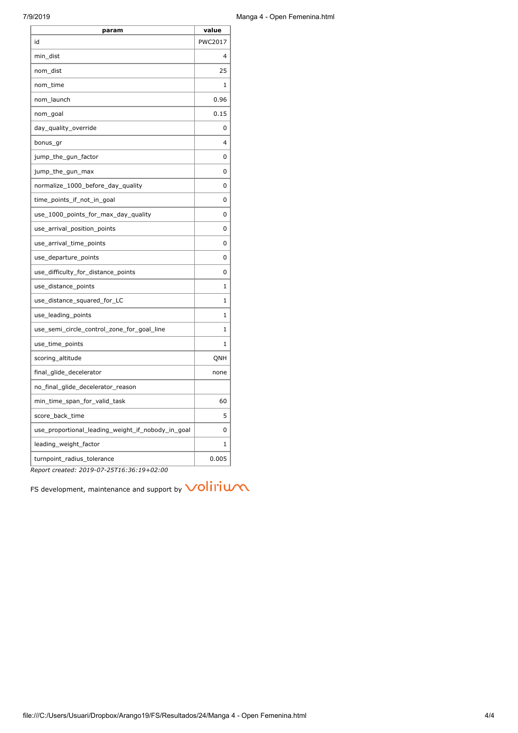| param | value |
|---|---|
| id | PWC2017 |
| min_dist | 4 |
| nom_dist | 25 |
| nom_time | 1 |
| nom_launch | 0.96 |
| nom_goal | 0.15 |
| day_quality_override | 0 |
| bonus_gr | 4 |
| jump_the_gun_factor | 0 |
| jump_the_gun_max | 0 |
| normalize_1000_before_day_quality | 0 |
| time_points_if_not_in_goal | 0 |
| use_1000_points_for_max_day_quality | 0 |
| use_arrival_position_points | 0 |
| use_arrival_time_points | 0 |
| use_departure_points | 0 |
| use_difficulty_for_distance_points | 0 |
| use_distance_points | 1 |
| use_distance_squared_for_LC | 1 |
| use_leading_points | 1 |
| use_semi_circle_control_zone_for_goal_line | 1 |
| use_time_points | 1 |
| scoring_altitude | QNH |
| final_glide_decelerator | none |
| no_final_glide_decelerator_reason | |
| min_time_span_for_valid_task | 60 |
| score_back_time | 5 |
| use_proportional_leading_weight_if_nobody_in_goal | 0 |
| leading_weight_factor | 1 |
| turnpoint_radius_tolerance | 0.005 |

*Report created: 2019-07-25T16:36:19+02:00*

FS development, maintenance and support by volirium